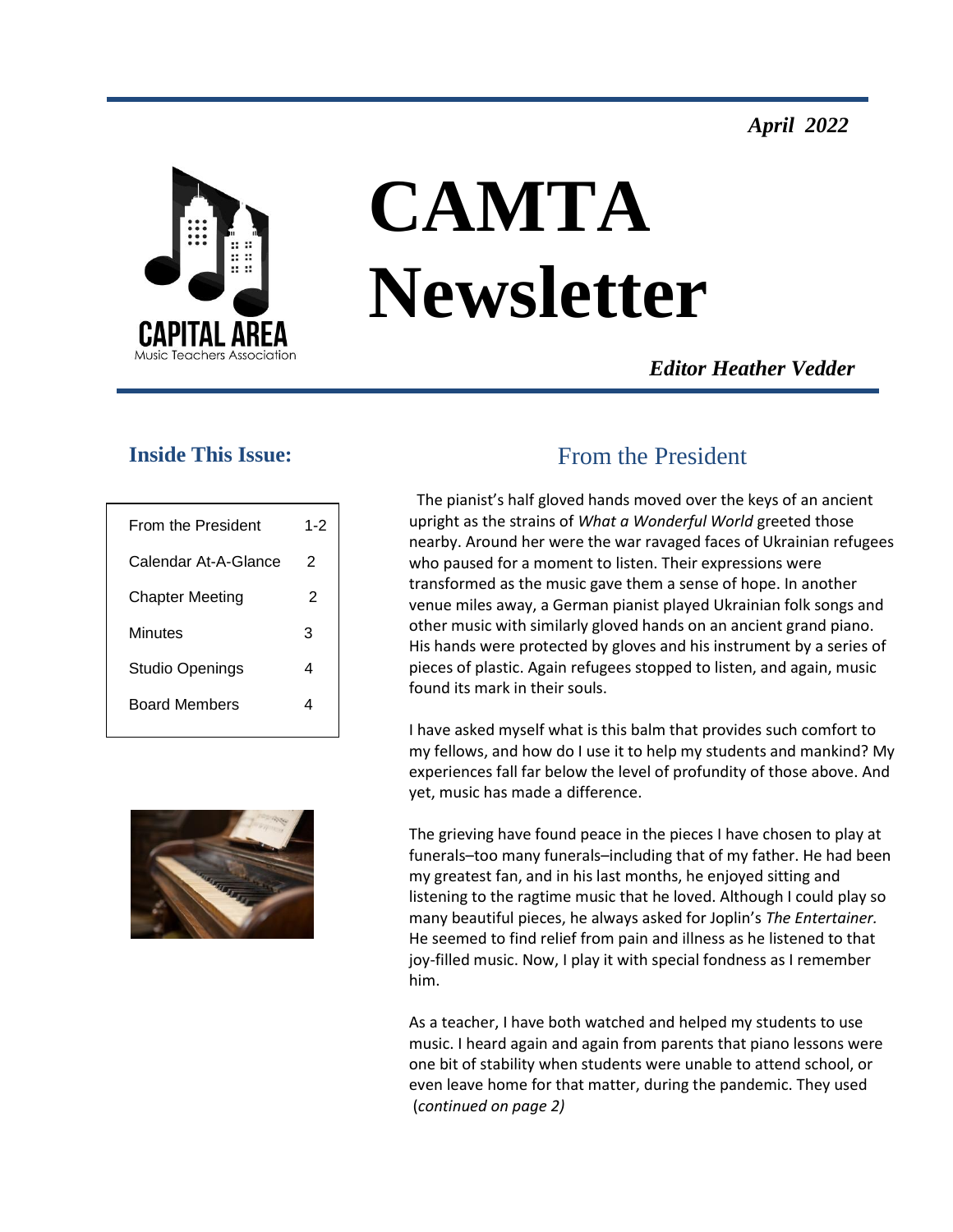*April 2022*

# CAMTA Newsletter

CAPITAL AREA
Music Teachers Association

*Editor Heather Vedder*

## Inside This Issue:

| | |
|---|---|
| From the President | 1-2 |
| Calendar At-A-Glance | 2 |
| Chapter Meeting | 2 |
| Minutes | 3 |
| Studio Openings | 4 |
| Board Members | 4 |

## From the President

The pianist's half gloved hands moved over the keys of an ancient upright as the strains of *What a Wonderful World* greeted those nearby. Around her were the war ravaged faces of Ukrainian refugees who paused for a moment to listen. Their expressions were transformed as the music gave them a sense of hope. In another venue miles away, a German pianist played Ukrainian folk songs and other music with similarly gloved hands on an ancient grand piano. His hands were protected by gloves and his instrument by a series of pieces of plastic. Again refugees stopped to listen, and again, music found its mark in their souls.

I have asked myself what is this balm that provides such comfort to my fellows, and how do I use it to help my students and mankind? My experiences fall far below the level of profundity of those above. And yet, music has made a difference.

The grieving have found peace in the pieces I have chosen to play at funerals–too many funerals–including that of my father. He had been my greatest fan, and in his last months, he enjoyed sitting and listening to the ragtime music that he loved. Although I could play so many beautiful pieces, he always asked for Joplin's *The Entertainer.* He seemed to find relief from pain and illness as he listened to that joy-filled music. Now, I play it with special fondness as I remember him.

As a teacher, I have both watched and helped my students to use music. I heard again and again from parents that piano lessons were one bit of stability when students were unable to attend school, or even leave home for that matter, during the pandemic. They used (*continued on page 2)*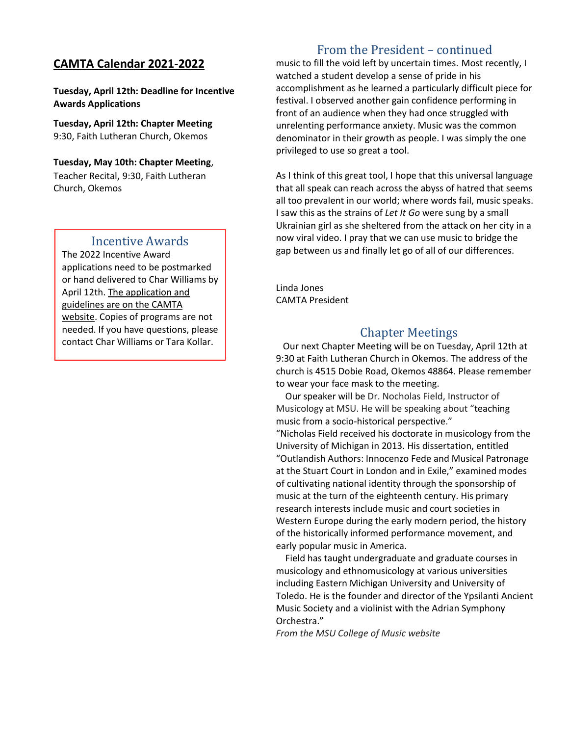## CAMTA Calendar 2021-2022

**Tuesday, April 12th: Deadline for Incentive Awards Applications**

**Tuesday, April 12th: Chapter Meeting**
9:30, Faith Lutheran Church, Okemos

**Tuesday, May 10th: Chapter Meeting**,
Teacher Recital, 9:30, Faith Lutheran Church, Okemos

## Incentive Awards

The 2022 Incentive Award applications need to be postmarked or hand delivered to Char Williams by April 12th. The application and guidelines are on the CAMTA website. Copies of programs are not needed. If you have questions, please contact Char Williams or Tara Kollar.

## From the President – continued

music to fill the void left by uncertain times. Most recently, I watched a student develop a sense of pride in his accomplishment as he learned a particularly difficult piece for festival. I observed another gain confidence performing in front of an audience when they had once struggled with unrelenting performance anxiety. Music was the common denominator in their growth as people. I was simply the one privileged to use so great a tool.

As I think of this great tool, I hope that this universal language that all speak can reach across the abyss of hatred that seems all too prevalent in our world; where words fail, music speaks. I saw this as the strains of *Let It Go* were sung by a small Ukrainian girl as she sheltered from the attack on her city in a now viral video. I pray that we can use music to bridge the gap between us and finally let go of all of our differences.

Linda Jones
CAMTA President

## Chapter Meetings

Our next Chapter Meeting will be on Tuesday, April 12th at 9:30 at Faith Lutheran Church in Okemos. The address of the church is 4515 Dobie Road, Okemos 48864. Please remember to wear your face mask to the meeting.

Our speaker will be Dr. Nocholas Field, Instructor of Musicology at MSU. He will be speaking about "teaching music from a socio-historical perspective."

"Nicholas Field received his doctorate in musicology from the University of Michigan in 2013. His dissertation, entitled "Outlandish Authors: Innocenzo Fede and Musical Patronage at the Stuart Court in London and in Exile," examined modes of cultivating national identity through the sponsorship of music at the turn of the eighteenth century. His primary research interests include music and court societies in Western Europe during the early modern period, the history of the historically informed performance movement, and early popular music in America.

Field has taught undergraduate and graduate courses in musicology and ethnomusicology at various universities including Eastern Michigan University and University of Toledo. He is the founder and director of the Ypsilanti Ancient Music Society and a violinist with the Adrian Symphony Orchestra."

*From the MSU College of Music website*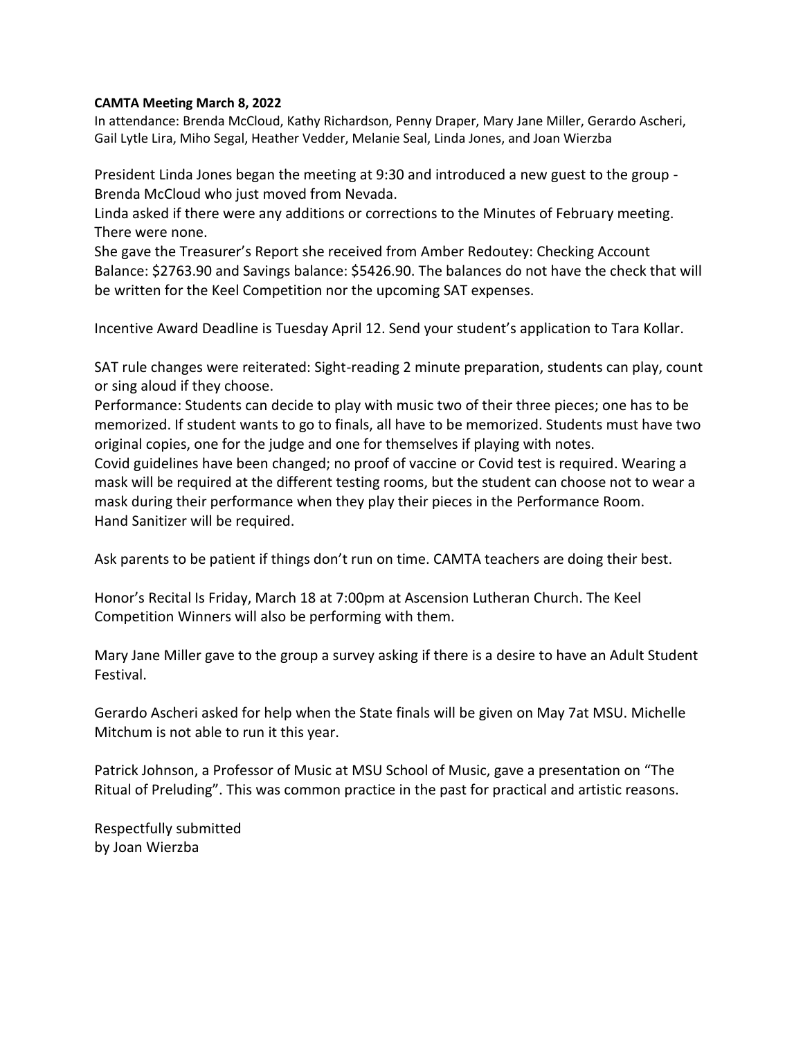**CAMTA Meeting March 8, 2022**

In attendance: Brenda McCloud, Kathy Richardson, Penny Draper, Mary Jane Miller, Gerardo Ascheri, Gail Lytle Lira, Miho Segal, Heather Vedder, Melanie Seal, Linda Jones, and Joan Wierzba

President Linda Jones began the meeting at 9:30 and introduced a new guest to the group - Brenda McCloud who just moved from Nevada.
Linda asked if there were any additions or corrections to the Minutes of February meeting. There were none.
She gave the Treasurer's Report she received from Amber Redoutey: Checking Account Balance: $2763.90 and Savings balance: $5426.90. The balances do not have the check that will be written for the Keel Competition nor the upcoming SAT expenses.

Incentive Award Deadline is Tuesday April 12. Send your student's application to Tara Kollar.

SAT rule changes were reiterated: Sight-reading 2 minute preparation, students can play, count or sing aloud if they choose.
Performance: Students can decide to play with music two of their three pieces; one has to be memorized. If student wants to go to finals, all have to be memorized. Students must have two original copies, one for the judge and one for themselves if playing with notes.
Covid guidelines have been changed; no proof of vaccine or Covid test is required. Wearing a mask will be required at the different testing rooms, but the student can choose not to wear a mask during their performance when they play their pieces in the Performance Room.
Hand Sanitizer will be required.

Ask parents to be patient if things don't run on time. CAMTA teachers are doing their best.

Honor's Recital Is Friday, March 18 at 7:00pm at Ascension Lutheran Church. The Keel Competition Winners will also be performing with them.

Mary Jane Miller gave to the group a survey asking if there is a desire to have an Adult Student Festival.

Gerardo Ascheri asked for help when the State finals will be given on May 7at MSU. Michelle Mitchum is not able to run it this year.

Patrick Johnson, a Professor of Music at MSU School of Music, gave a presentation on "The Ritual of Preluding". This was common practice in the past for practical and artistic reasons.

Respectfully submitted
by Joan Wierzba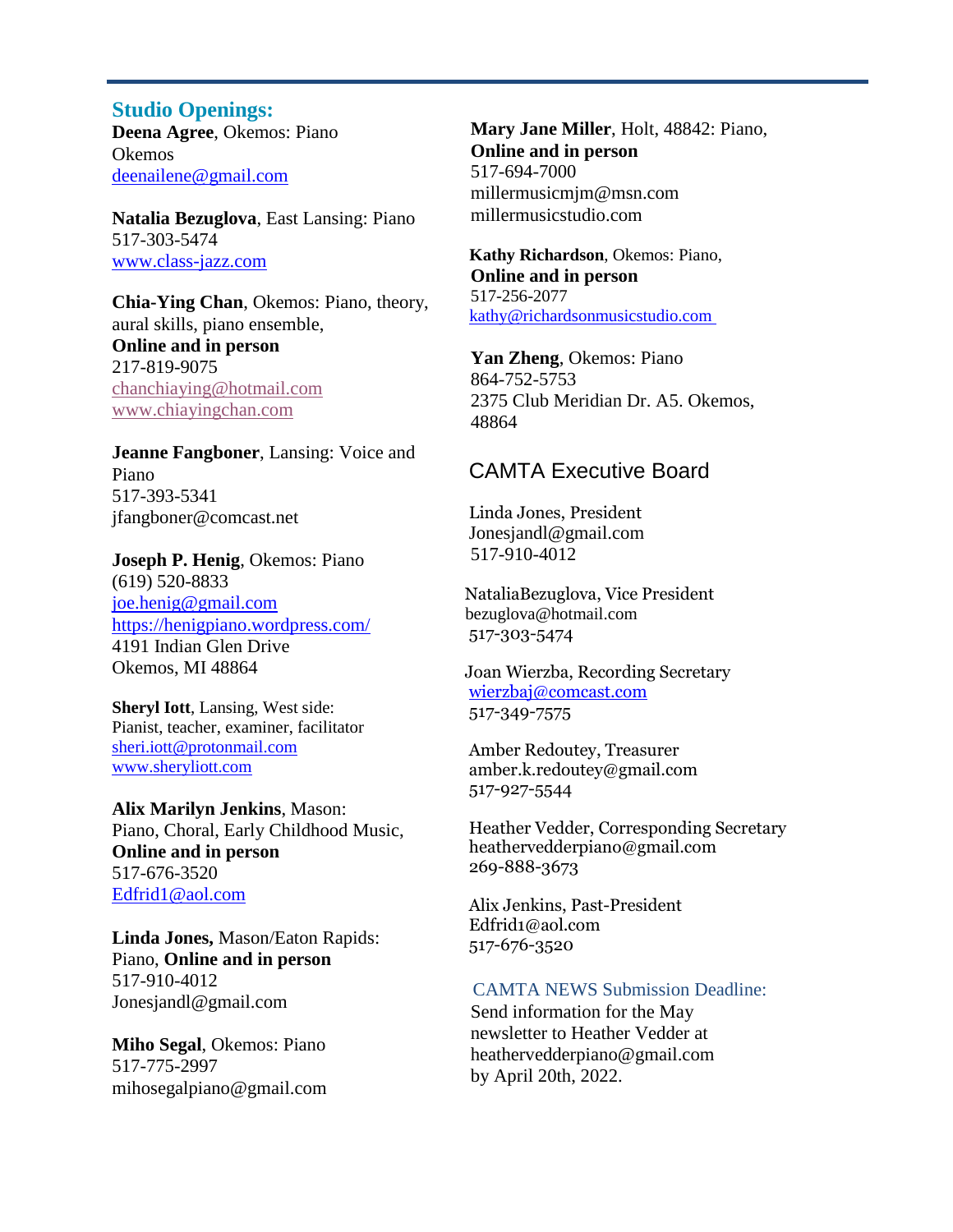## Studio Openings:

**Deena Agree**, Okemos: Piano
Okemos
deenailene@gmail.com

**Natalia Bezuglova**, East Lansing: Piano
517-303-5474
www.class-jazz.com

**Chia-Ying Chan**, Okemos: Piano, theory, aural skills, piano ensemble,
**Online and in person**
217-819-9075
chanchiaying@hotmail.com
www.chiayingchan.com

**Jeanne Fangboner**, Lansing: Voice and Piano
517-393-5341
jfangboner@comcast.net

**Joseph P. Henig**, Okemos: Piano
(619) 520-8833
joe.henig@gmail.com
https://henigpiano.wordpress.com/
4191 Indian Glen Drive
Okemos, MI 48864

**Sheryl Iott**, Lansing, West side:
Pianist, teacher, examiner, facilitator
sheri.iott@protonmail.com
www.sheryliott.com

**Alix Marilyn Jenkins**, Mason:
Piano, Choral, Early Childhood Music,
**Online and in person**
517-676-3520
Edfrid1@aol.com

**Linda Jones,** Mason/Eaton Rapids:
Piano, **Online and in person**
517-910-4012
Jonesjandl@gmail.com

**Miho Segal**, Okemos: Piano
517-775-2997
mihosegalpiano@gmail.com

**Mary Jane Miller**, Holt, 48842: Piano,
**Online and in person**
517-694-7000
millermusicmjm@msn.com
millermusicstudio.com

**Kathy Richardson**, Okemos: Piano,
**Online and in person**
517-256-2077
kathy@richardsonmusicstudio.com

**Yan Zheng**, Okemos: Piano
864-752-5753
2375 Club Meridian Dr. A5. Okemos, 48864

## CAMTA Executive Board

Linda Jones, President
Jonesjandl@gmail.com
517-910-4012

NataliaBezuglova, Vice President
bezuglova@hotmail.com
517-303-5474

Joan Wierzba, Recording Secretary
wierzbaj@comcast.com
517-349-7575

Amber Redoutey, Treasurer
amber.k.redoutey@gmail.com
517-927-5544

Heather Vedder, Corresponding Secretary
heathervedderpiano@gmail.com
269-888-3673

Alix Jenkins, Past-President
Edfrid1@aol.com
517-676-3520

CAMTA NEWS Submission Deadline:
Send information for the May newsletter to Heather Vedder at heathervedderpiano@gmail.com by April 20th, 2022.